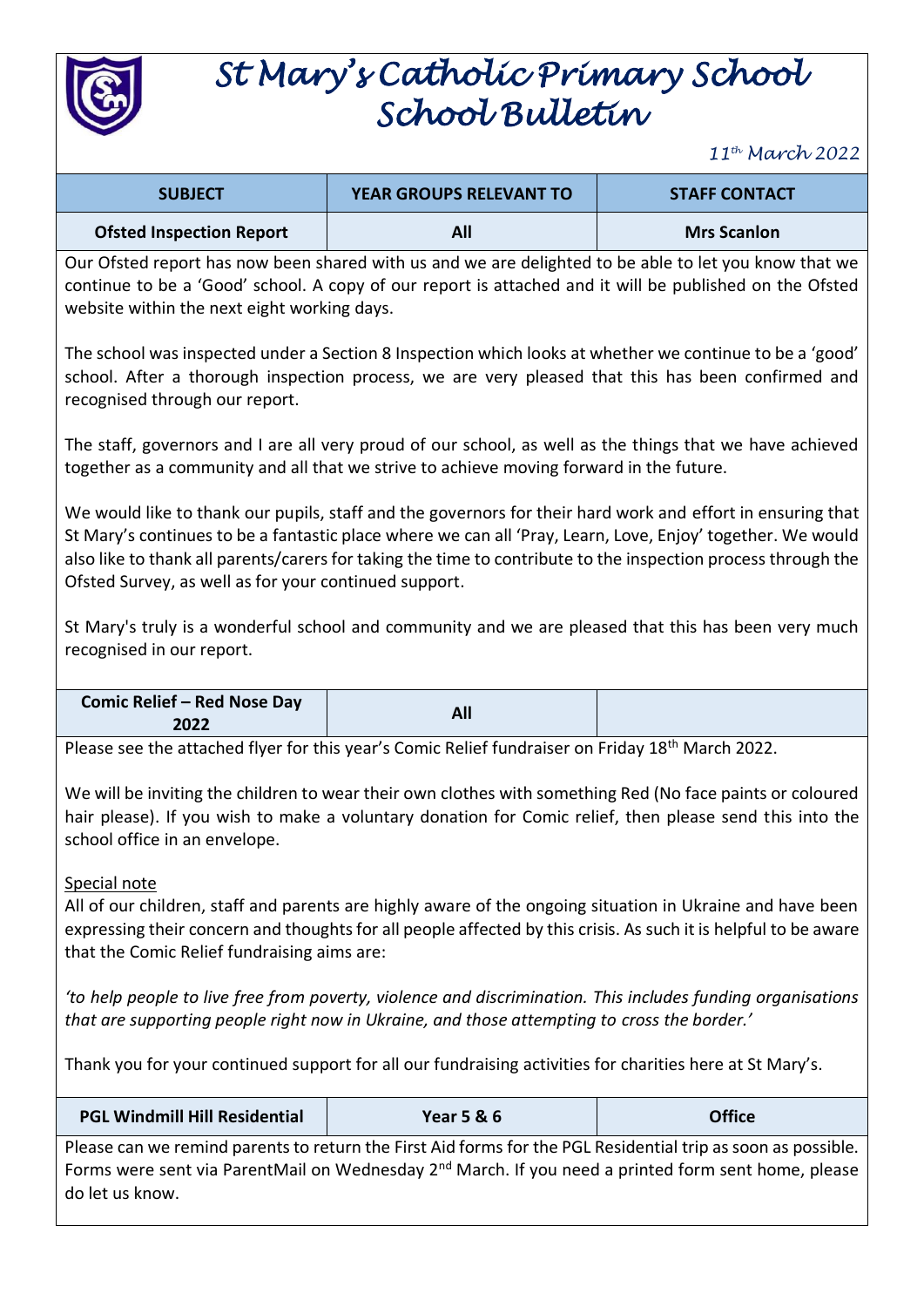# St Mary's Catholic Primary School
# School Bulletin

*11th March 2022*

| SUBJECT | YEAR GROUPS RELEVANT TO | STAFF CONTACT |
|---|---|---|
| **Ofsted Inspection Report** | **All** | **Mrs Scanlon** |

Our Ofsted report has now been shared with us and we are delighted to be able to let you know that we continue to be a 'Good' school. A copy of our report is attached and it will be published on the Ofsted website within the next eight working days.

The school was inspected under a Section 8 Inspection which looks at whether we continue to be a 'good' school. After a thorough inspection process, we are very pleased that this has been confirmed and recognised through our report.

The staff, governors and I are all very proud of our school, as well as the things that we have achieved together as a community and all that we strive to achieve moving forward in the future.

We would like to thank our pupils, staff and the governors for their hard work and effort in ensuring that St Mary's continues to be a fantastic place where we can all 'Pray, Learn, Love, Enjoy' together. We would also like to thank all parents/carers for taking the time to contribute to the inspection process through the Ofsted Survey, as well as for your continued support.

St Mary's truly is a wonderful school and community and we are pleased that this has been very much recognised in our report.

| | | |
|---|---|---|
| **Comic Relief – Red Nose Day 2022** | **All** | |

Please see the attached flyer for this year's Comic Relief fundraiser on Friday 18th March 2022.

We will be inviting the children to wear their own clothes with something Red (No face paints or coloured hair please). If you wish to make a voluntary donation for Comic relief, then please send this into the school office in an envelope.

Special note

All of our children, staff and parents are highly aware of the ongoing situation in Ukraine and have been expressing their concern and thoughts for all people affected by this crisis. As such it is helpful to be aware that the Comic Relief fundraising aims are:

*'to help people to live free from poverty, violence and discrimination. This includes funding organisations that are supporting people right now in Ukraine, and those attempting to cross the border.'*

Thank you for your continued support for all our fundraising activities for charities here at St Mary's.

| | | |
|---|---|---|
| **PGL Windmill Hill Residential** | **Year 5 & 6** | **Office** |

Please can we remind parents to return the First Aid forms for the PGL Residential trip as soon as possible. Forms were sent via ParentMail on Wednesday 2nd March. If you need a printed form sent home, please do let us know.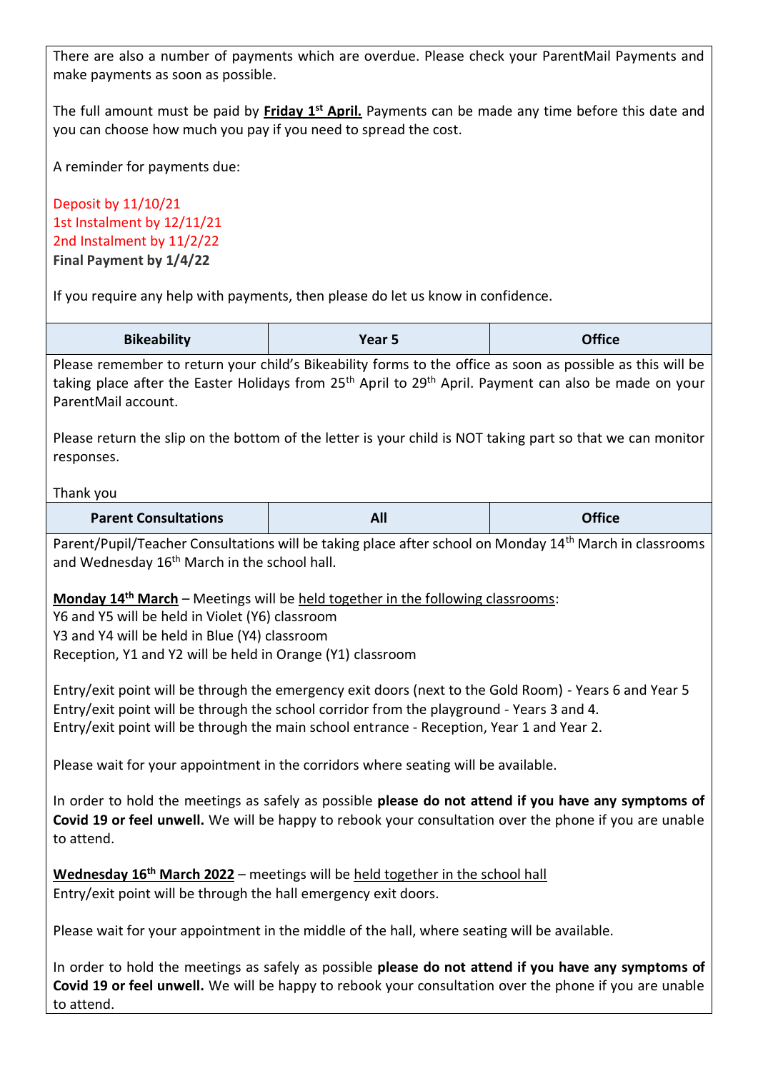There are also a number of payments which are overdue. Please check your ParentMail Payments and make payments as soon as possible.

The full amount must be paid by **Friday 1st April.** Payments can be made any time before this date and you can choose how much you pay if you need to spread the cost.

A reminder for payments due:

Deposit by 11/10/21
1st Instalment by 12/11/21
2nd Instalment by 11/2/22
**Final Payment by 1/4/22**

If you require any help with payments, then please do let us know in confidence.

| Bikeability | Year 5 | Office |
|---|---|---|

Please remember to return your child's Bikeability forms to the office as soon as possible as this will be taking place after the Easter Holidays from 25th April to 29th April. Payment can also be made on your ParentMail account.

Please return the slip on the bottom of the letter is your child is NOT taking part so that we can monitor responses.

Thank you

| Parent Consultations | All | Office |
|---|---|---|

Parent/Pupil/Teacher Consultations will be taking place after school on Monday 14th March in classrooms and Wednesday 16th March in the school hall.

**Monday 14th March** – Meetings will be held together in the following classrooms:
Y6 and Y5 will be held in Violet (Y6) classroom
Y3 and Y4 will be held in Blue (Y4) classroom
Reception, Y1 and Y2 will be held in Orange (Y1) classroom

Entry/exit point will be through the emergency exit doors (next to the Gold Room) - Years 6 and Year 5
Entry/exit point will be through the school corridor from the playground - Years 3 and 4.
Entry/exit point will be through the main school entrance - Reception, Year 1 and Year 2.

Please wait for your appointment in the corridors where seating will be available.

In order to hold the meetings as safely as possible **please do not attend if you have any symptoms of Covid 19 or feel unwell.** We will be happy to rebook your consultation over the phone if you are unable to attend.

**Wednesday 16th March 2022** – meetings will be held together in the school hall
Entry/exit point will be through the hall emergency exit doors.

Please wait for your appointment in the middle of the hall, where seating will be available.

In order to hold the meetings as safely as possible **please do not attend if you have any symptoms of Covid 19 or feel unwell.** We will be happy to rebook your consultation over the phone if you are unable to attend.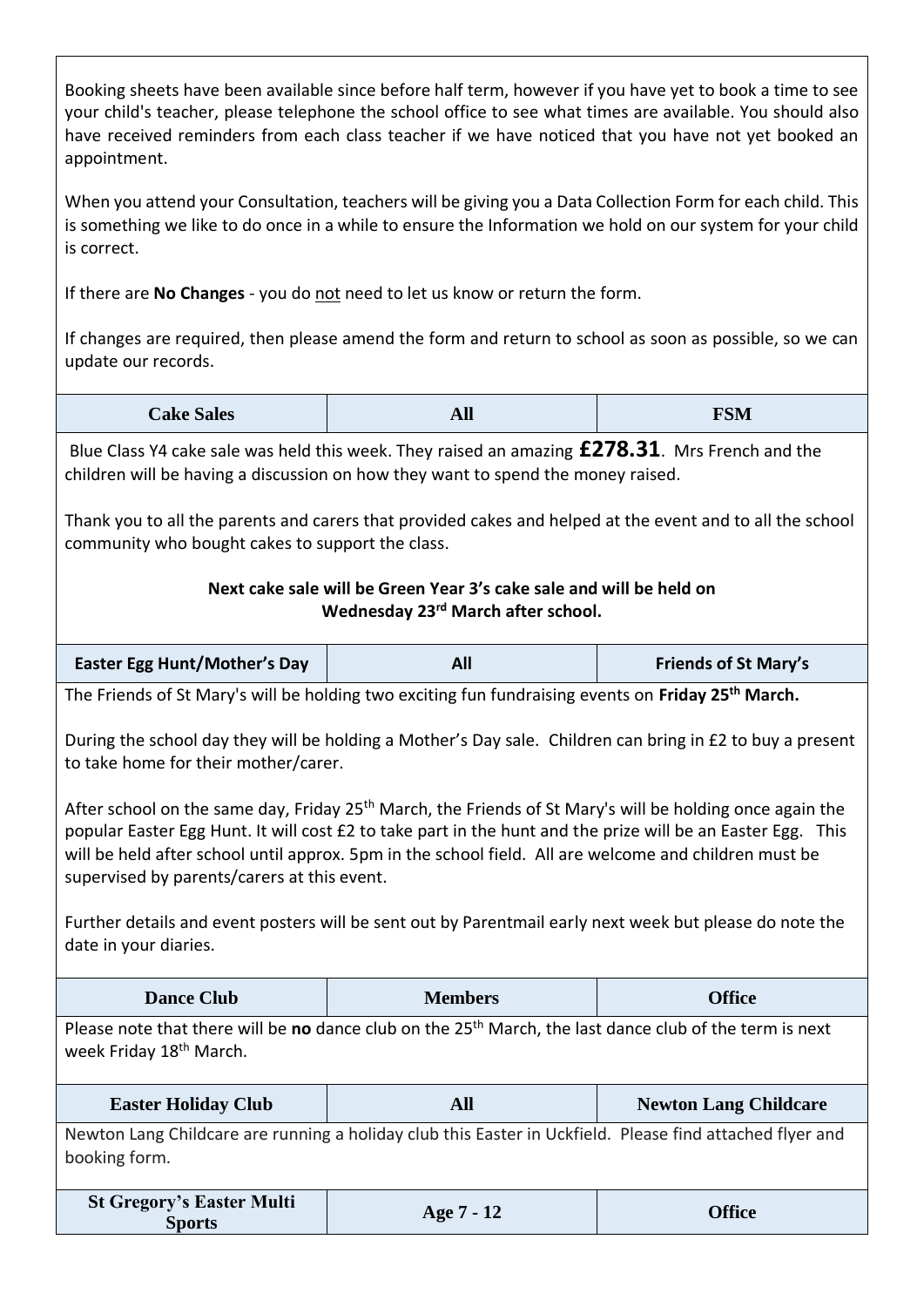Booking sheets have been available since before half term, however if you have yet to book a time to see your child's teacher, please telephone the school office to see what times are available. You should also have received reminders from each class teacher if we have noticed that you have not yet booked an appointment.

When you attend your Consultation, teachers will be giving you a Data Collection Form for each child. This is something we like to do once in a while to ensure the Information we hold on our system for your child is correct.

If there are **No Changes** - you do not need to let us know or return the form.

If changes are required, then please amend the form and return to school as soon as possible, so we can update our records.

| **Cake Sales** | **All** | **FSM** |
|---|---|---|

Blue Class Y4 cake sale was held this week. They raised an amazing **£278.31**. Mrs French and the children will be having a discussion on how they want to spend the money raised.

Thank you to all the parents and carers that provided cakes and helped at the event and to all the school community who bought cakes to support the class.

**Next cake sale will be Green Year 3's cake sale and will be held on Wednesday 23rd March after school.**

| **Easter Egg Hunt/Mother's Day** | **All** | **Friends of St Mary's** |
|---|---|---|

The Friends of St Mary's will be holding two exciting fun fundraising events on **Friday 25th March.**

During the school day they will be holding a Mother's Day sale. Children can bring in £2 to buy a present to take home for their mother/carer.

After school on the same day, Friday 25th March, the Friends of St Mary's will be holding once again the popular Easter Egg Hunt. It will cost £2 to take part in the hunt and the prize will be an Easter Egg. This will be held after school until approx. 5pm in the school field. All are welcome and children must be supervised by parents/carers at this event.

Further details and event posters will be sent out by Parentmail early next week but please do note the date in your diaries.

| **Dance Club** | **Members** | **Office** |
|---|---|---|

Please note that there will be **no** dance club on the 25th March, the last dance club of the term is next week Friday 18th March.

| **Easter Holiday Club** | **All** | **Newton Lang Childcare** |
|---|---|---|

Newton Lang Childcare are running a holiday club this Easter in Uckfield. Please find attached flyer and booking form.

| **St Gregory's Easter Multi Sports** | **Age 7 - 12** | **Office** |
|---|---|---|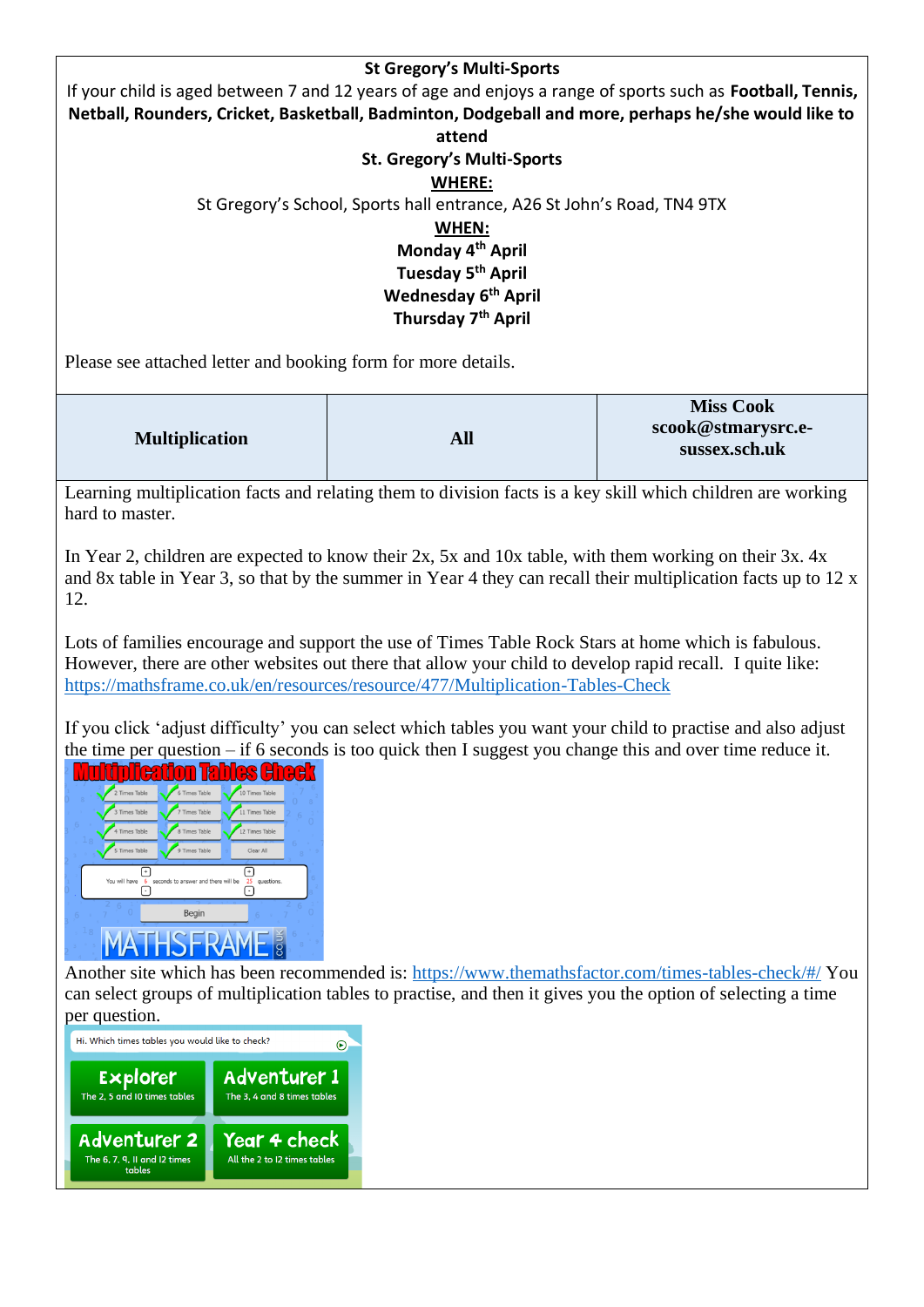**St Gregory's Multi-Sports**

If your child is aged between 7 and 12 years of age and enjoys a range of sports such as **Football, Tennis, Netball, Rounders, Cricket, Basketball, Badminton, Dodgeball and more, perhaps he/she would like to attend**

**St. Gregory's Multi-Sports**

**WHERE:**

St Gregory's School, Sports hall entrance, A26 St John's Road, TN4 9TX

**WHEN:**

**Monday 4th April**
**Tuesday 5th April**
**Wednesday 6th April**
**Thursday 7th April**

Please see attached letter and booking form for more details.

| **Multiplication** | **All** | **Miss Cook** scook@stmarysrc.e-sussex.sch.uk |
|---|---|---|

Learning multiplication facts and relating them to division facts is a key skill which children are working hard to master.

In Year 2, children are expected to know their 2x, 5x and 10x table, with them working on their 3x. 4x and 8x table in Year 3, so that by the summer in Year 4 they can recall their multiplication facts up to 12 x 12.

Lots of families encourage and support the use of Times Table Rock Stars at home which is fabulous. However, there are other websites out there that allow your child to develop rapid recall. I quite like: https://mathsframe.co.uk/en/resources/resource/477/Multiplication-Tables-Check

If you click 'adjust difficulty' you can select which tables you want your child to practise and also adjust the time per question – if 6 seconds is too quick then I suggest you change this and over time reduce it.

Another site which has been recommended is: https://www.themathsfactor.com/times-tables-check/#/ You can select groups of multiplication tables to practise, and then it gives you the option of selecting a time per question.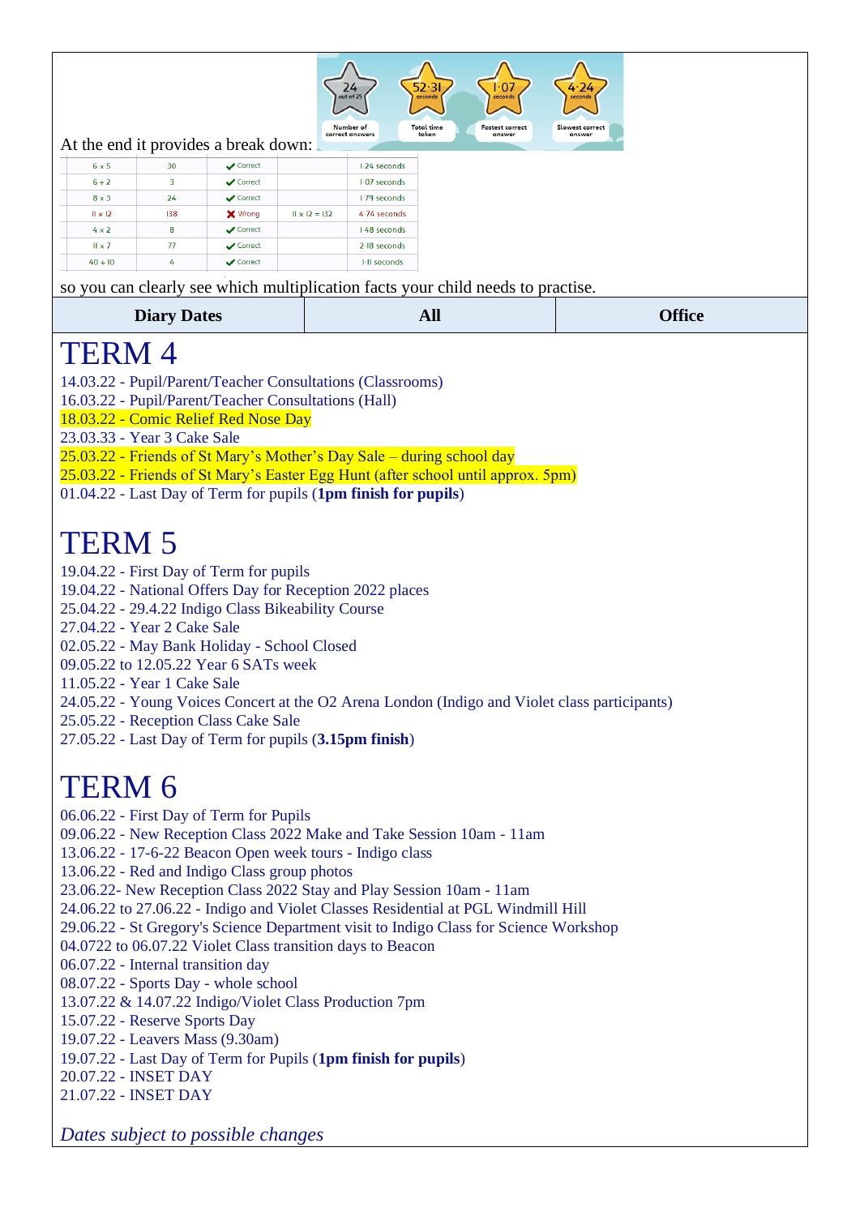At the end it provides a break down:

| 6 x 5 | 30 | ✔ Correct | | 1·24 seconds |
|---|---|---|---|---|
| 6 ÷ 2 | 3 | ✔ Correct | | 1·07 seconds |
| 8 x 3 | 24 | ✔ Correct | | 1·79 seconds |
| 11 x 12 | 138 | ✘ Wrong | 11 x 12 = 132 | 4·74 seconds |
| 4 x 2 | 8 | ✔ Correct | | 1·48 seconds |
| 11 x 7 | 77 | ✔ Correct | | 2·18 seconds |
| 40 ÷ 10 | 4 | ✔ Correct | | 1·11 seconds |

so you can clearly see which multiplication facts your child needs to practise.

| Diary Dates | All | Office |
|---|---|---|

# TERM 4

14.03.22 - Pupil/Parent/Teacher Consultations (Classrooms)
16.03.22 - Pupil/Parent/Teacher Consultations (Hall)
18.03.22 - Comic Relief Red Nose Day
23.03.33 - Year 3 Cake Sale
25.03.22 - Friends of St Mary's Mother's Day Sale – during school day
25.03.22 - Friends of St Mary's Easter Egg Hunt (after school until approx. 5pm)
01.04.22 - Last Day of Term for pupils (**1pm finish for pupils**)

# TERM 5

19.04.22 - First Day of Term for pupils
19.04.22 - National Offers Day for Reception 2022 places
25.04.22 - 29.4.22 Indigo Class Bikeability Course
27.04.22 - Year 2 Cake Sale
02.05.22 - May Bank Holiday - School Closed
09.05.22 to 12.05.22 Year 6 SATs week
11.05.22 - Year 1 Cake Sale
24.05.22 - Young Voices Concert at the O2 Arena London (Indigo and Violet class participants)
25.05.22 - Reception Class Cake Sale
27.05.22 - Last Day of Term for pupils (**3.15pm finish**)

# TERM 6

06.06.22 - First Day of Term for Pupils
09.06.22 - New Reception Class 2022 Make and Take Session 10am - 11am
13.06.22 - 17-6-22 Beacon Open week tours - Indigo class
13.06.22 - Red and Indigo Class group photos
23.06.22- New Reception Class 2022 Stay and Play Session 10am - 11am
24.06.22 to 27.06.22 - Indigo and Violet Classes Residential at PGL Windmill Hill
29.06.22 - St Gregory's Science Department visit to Indigo Class for Science Workshop
04.0722 to 06.07.22 Violet Class transition days to Beacon
06.07.22 - Internal transition day
08.07.22 - Sports Day - whole school
13.07.22 & 14.07.22 Indigo/Violet Class Production 7pm
15.07.22 - Reserve Sports Day
19.07.22 - Leavers Mass (9.30am)
19.07.22 - Last Day of Term for Pupils (**1pm finish for pupils**)
20.07.22 - INSET DAY
21.07.22 - INSET DAY

*Dates subject to possible changes*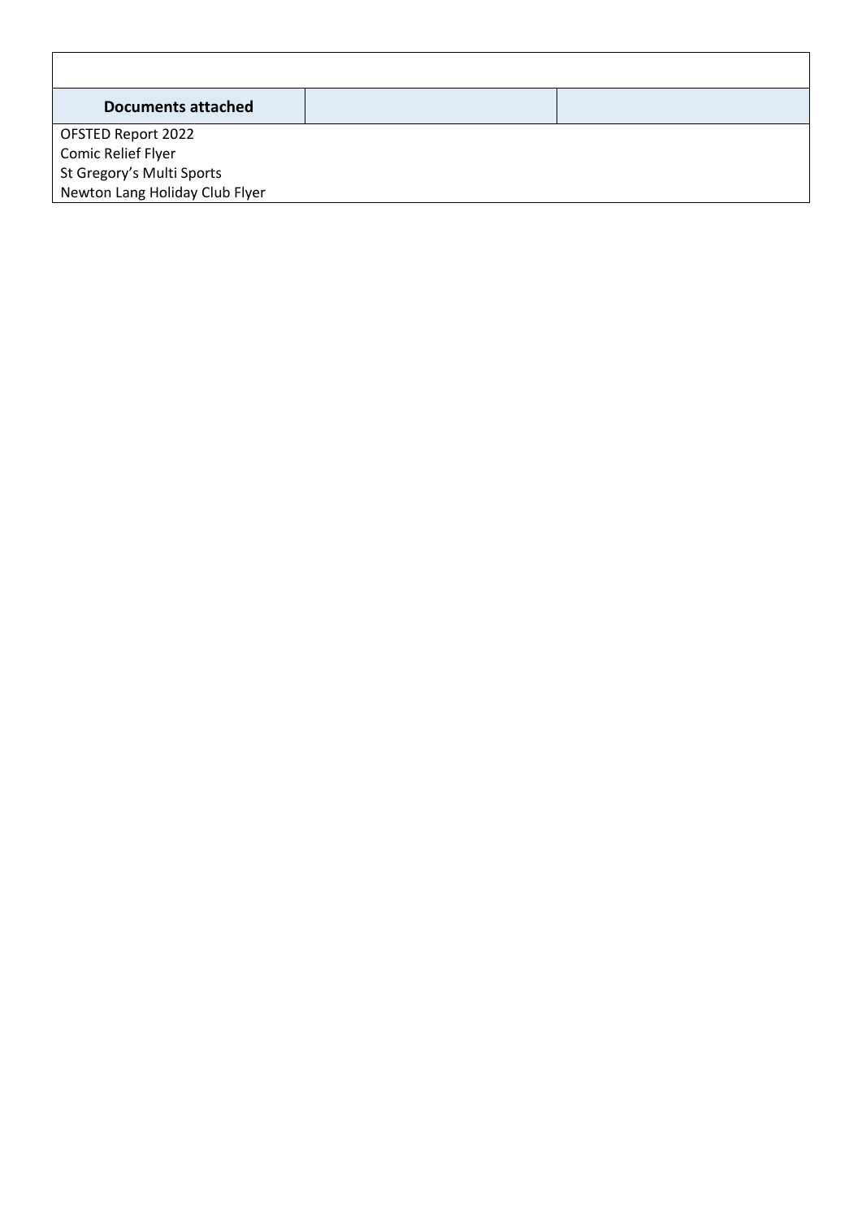| | | |
|---|---|---|
| | | |
| **Documents attached** | | |

OFSTED Report 2022
Comic Relief Flyer
St Gregory's Multi Sports
Newton Lang Holiday Club Flyer